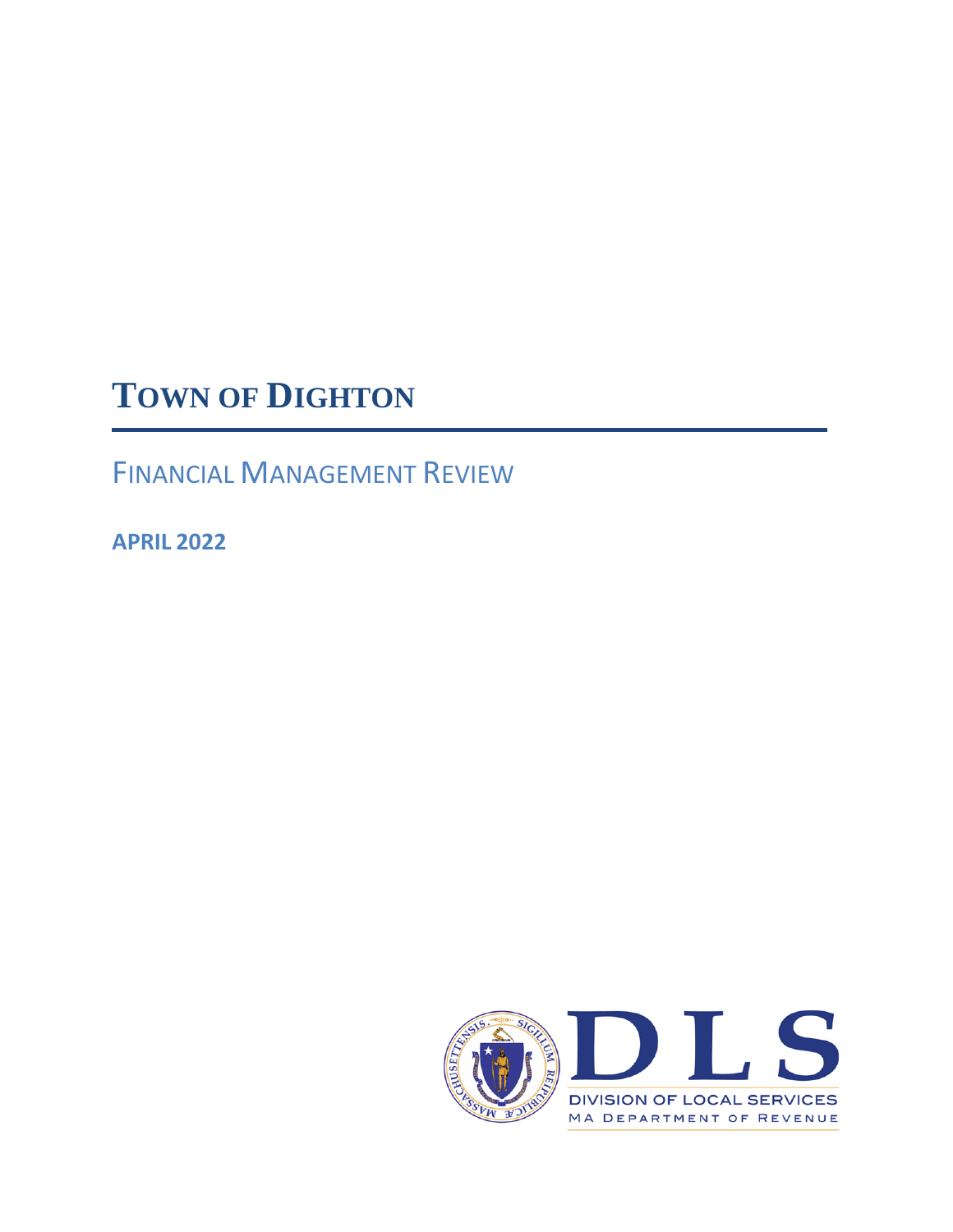# TOWN OF DIGHTON

## FINANCIAL MANAGEMENT REVIEW

**APRIL 2022**

DLS

DIVISION OF LOCAL SERVICES

MA DEPARTMENT OF REVENUE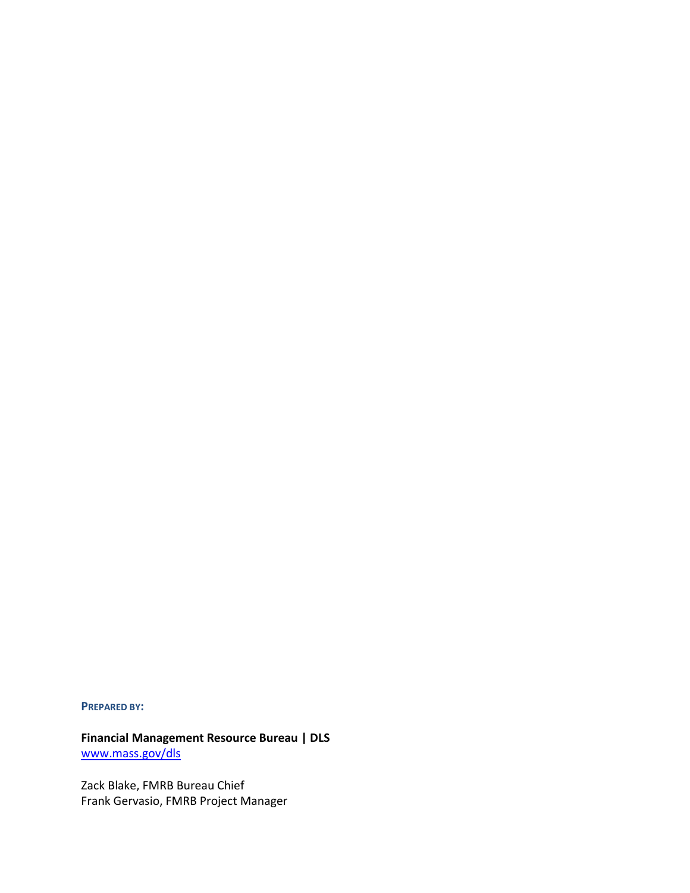**PREPARED BY:**

**Financial Management Resource Bureau | DLS**
[www.mass.gov/dls](http://www.mass.gov/dls)

Zack Blake, FMRB Bureau Chief
Frank Gervasio, FMRB Project Manager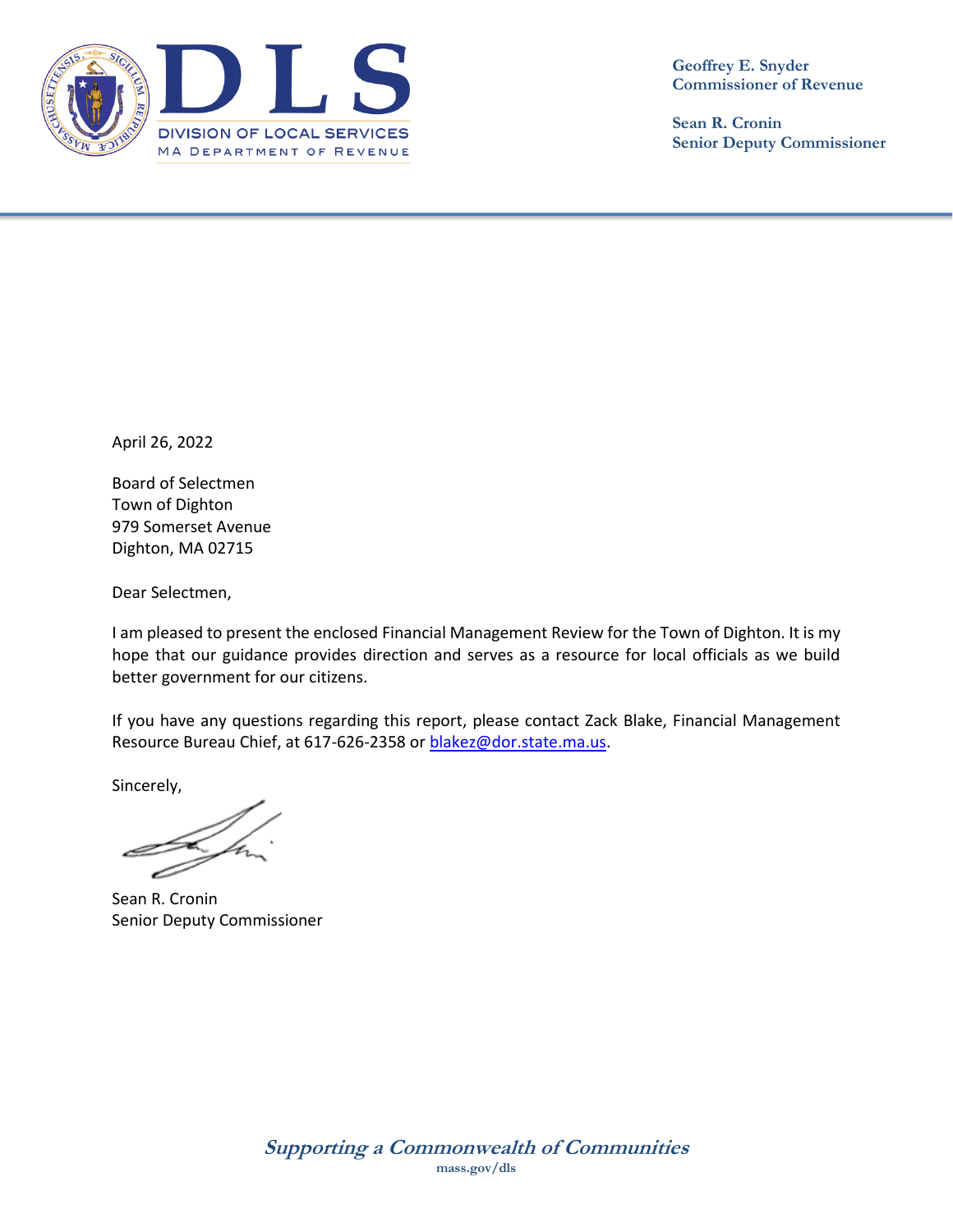Geoffrey E. Snyder
Commissioner of Revenue

Sean R. Cronin
Senior Deputy Commissioner

April 26, 2022

Board of Selectmen
Town of Dighton
979 Somerset Avenue
Dighton, MA 02715

Dear Selectmen,

I am pleased to present the enclosed Financial Management Review for the Town of Dighton. It is my hope that our guidance provides direction and serves as a resource for local officials as we build better government for our citizens.

If you have any questions regarding this report, please contact Zack Blake, Financial Management Resource Bureau Chief, at 617-626-2358 or blakez@dor.state.ma.us.

Sincerely,

Sean R. Cronin
Senior Deputy Commissioner

*Supporting a Commonwealth of Communities*
mass.gov/dls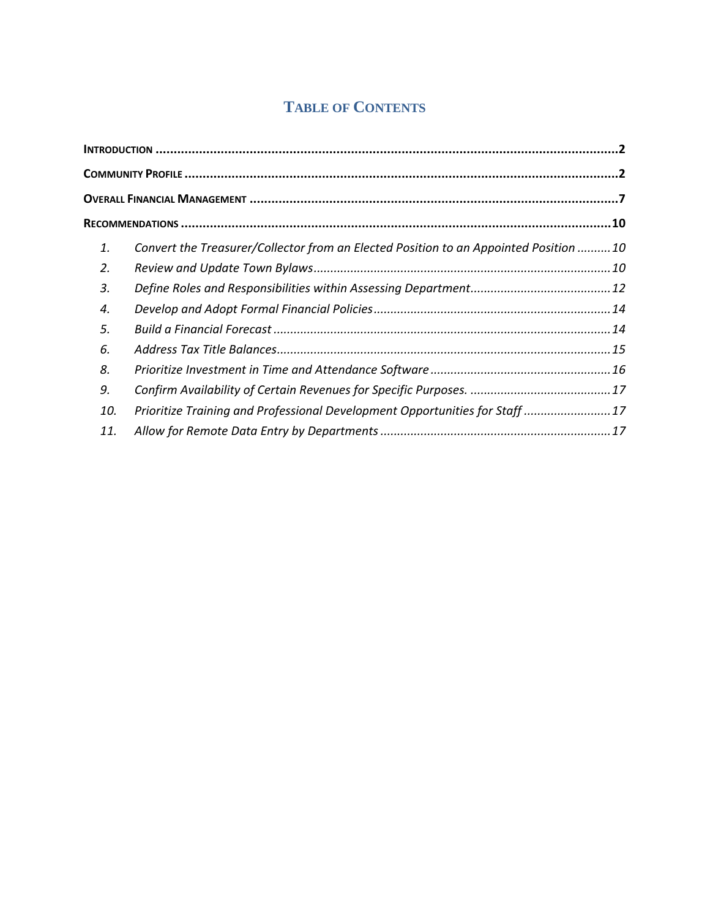# Table of Contents

**Introduction** ..... **2**

**Community Profile** ..... **2**

**Overall Financial Management** ..... **7**

**Recommendations** ..... **10**

1. *Convert the Treasurer/Collector from an Elected Position to an Appointed Position* ..... *10*
2. *Review and Update Town Bylaws* ..... *10*
3. *Define Roles and Responsibilities within Assessing Department* ..... *12*
4. *Develop and Adopt Formal Financial Policies* ..... *14*
5. *Build a Financial Forecast* ..... *14*
6. *Address Tax Title Balances* ..... *15*
8. *Prioritize Investment in Time and Attendance Software* ..... *16*
9. *Confirm Availability of Certain Revenues for Specific Purposes.* ..... *17*
10. *Prioritize Training and Professional Development Opportunities for Staff* ..... *17*
11. *Allow for Remote Data Entry by Departments* ..... *17*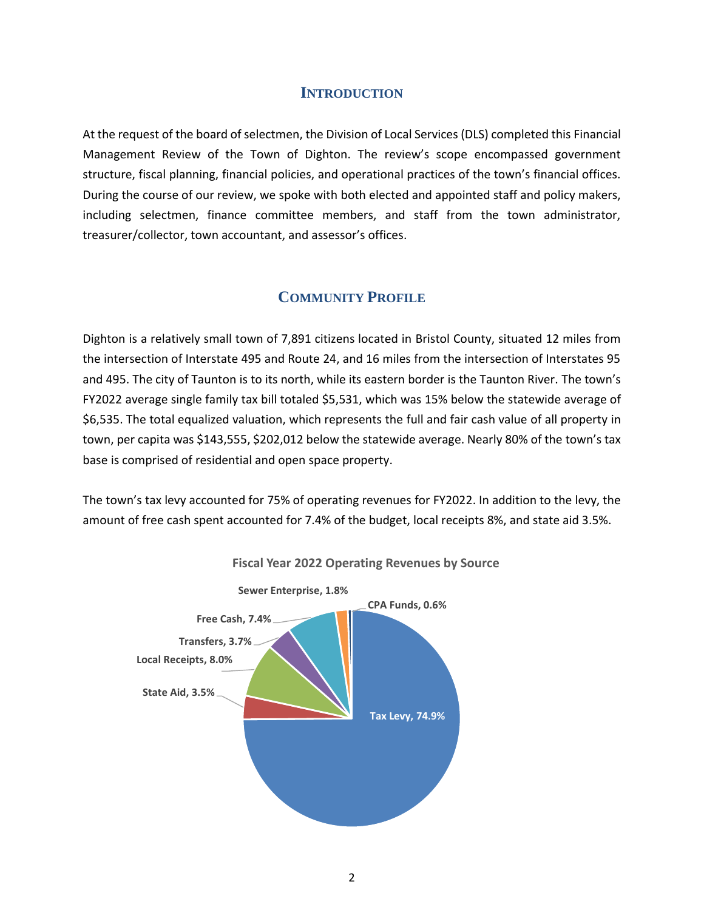## Introduction

At the request of the board of selectmen, the Division of Local Services (DLS) completed this Financial Management Review of the Town of Dighton. The review's scope encompassed government structure, fiscal planning, financial policies, and operational practices of the town's financial offices. During the course of our review, we spoke with both elected and appointed staff and policy makers, including selectmen, finance committee members, and staff from the town administrator, treasurer/collector, town accountant, and assessor's offices.

## Community Profile

Dighton is a relatively small town of 7,891 citizens located in Bristol County, situated 12 miles from the intersection of Interstate 495 and Route 24, and 16 miles from the intersection of Interstates 95 and 495. The city of Taunton is to its north, while its eastern border is the Taunton River. The town's FY2022 average single family tax bill totaled $5,531, which was 15% below the statewide average of $6,535. The total equalized valuation, which represents the full and fair cash value of all property in town, per capita was $143,555, $202,012 below the statewide average. Nearly 80% of the town's tax base is comprised of residential and open space property.

The town's tax levy accounted for 75% of operating revenues for FY2022. In addition to the levy, the amount of free cash spent accounted for 7.4% of the budget, local receipts 8%, and state aid 3.5%.

**Fiscal Year 2022 Operating Revenues by Source**

| Source | Share |
|---|---|
| Tax Levy | 74.9% |
| State Aid | 3.5% |
| Local Receipts | 8.0% |
| Transfers | 3.7% |
| Free Cash | 7.4% |
| Sewer Enterprise | 1.8% |
| CPA Funds | 0.6% |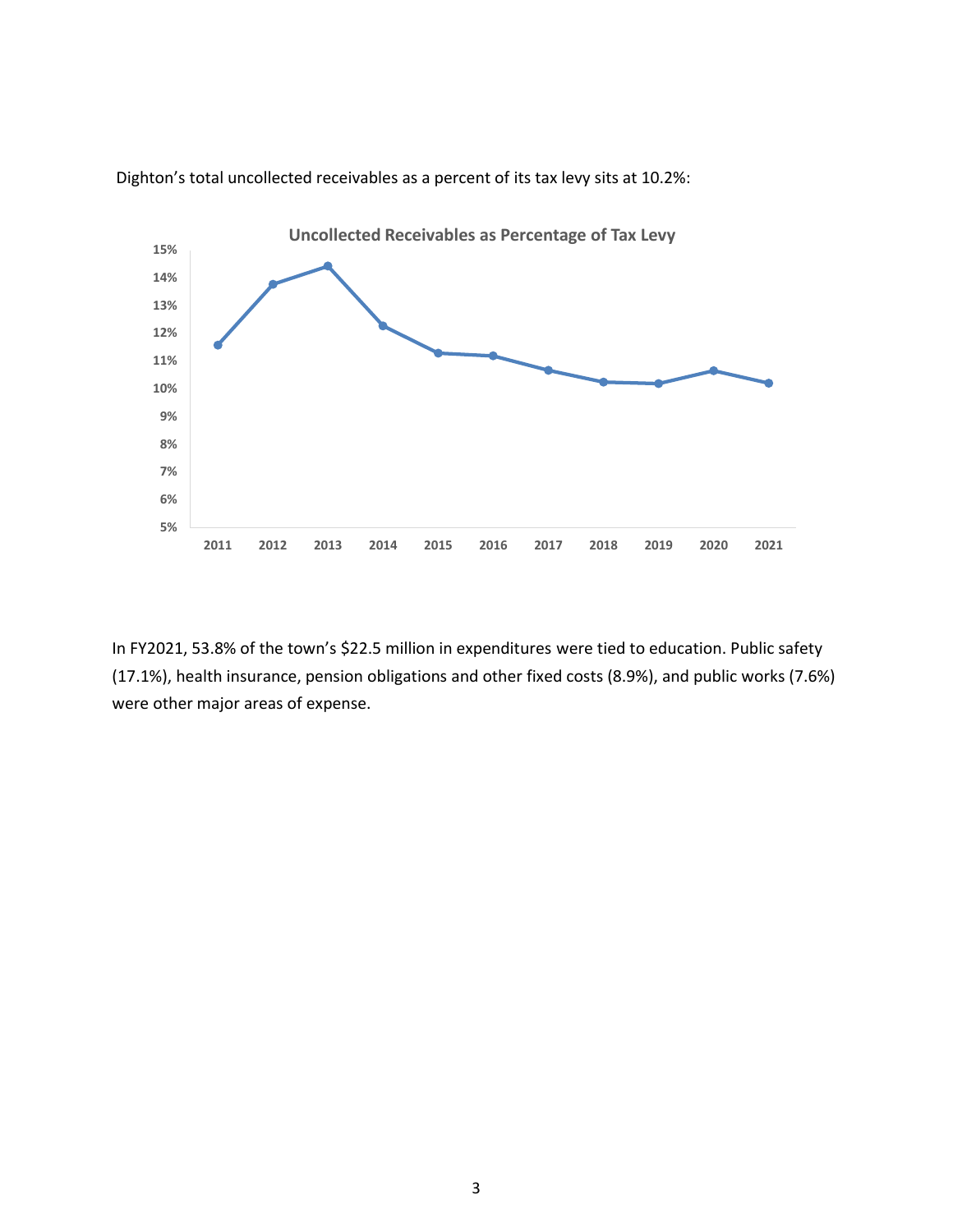Dighton's total uncollected receivables as a percent of its tax levy sits at 10.2%:

In FY2021, 53.8% of the town's $22.5 million in expenditures were tied to education. Public safety (17.1%), health insurance, pension obligations and other fixed costs (8.9%), and public works (7.6%) were other major areas of expense.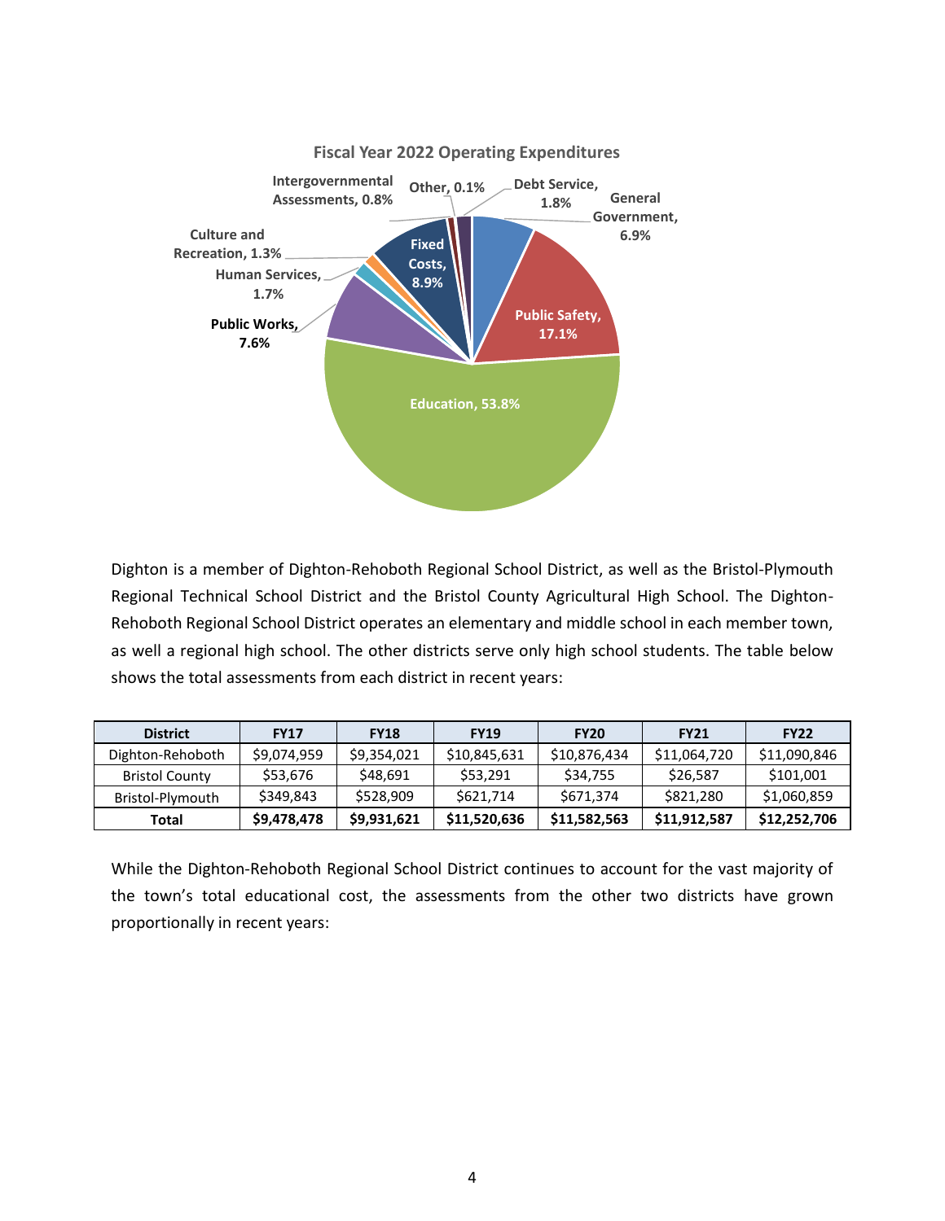**Fiscal Year 2022 Operating Expenditures**

- General Government, 6.9%
- Public Safety, 17.1%
- Education, 53.8%
- Public Works, 7.6%
- Human Services, 1.7%
- Culture and Recreation, 1.3%
- Fixed Costs, 8.9%
- Intergovernmental Assessments, 0.8%
- Other, 0.1%
- Debt Service, 1.8%

Dighton is a member of Dighton-Rehoboth Regional School District, as well as the Bristol-Plymouth Regional Technical School District and the Bristol County Agricultural High School. The Dighton-Rehoboth Regional School District operates an elementary and middle school in each member town, as well a regional high school. The other districts serve only high school students. The table below shows the total assessments from each district in recent years:

| District | FY17 | FY18 | FY19 | FY20 | FY21 | FY22 |
|---|---|---|---|---|---|---|
| Dighton-Rehoboth | $9,074,959 | $9,354,021 | $10,845,631 | $10,876,434 | $11,064,720 | $11,090,846 |
| Bristol County | $53,676 | $48,691 | $53,291 | $34,755 | $26,587 | $101,001 |
| Bristol-Plymouth | $349,843 | $528,909 | $621,714 | $671,374 | $821,280 | $1,060,859 |
| **Total** | **$9,478,478** | **$9,931,621** | **$11,520,636** | **$11,582,563** | **$11,912,587** | **$12,252,706** |

While the Dighton-Rehoboth Regional School District continues to account for the vast majority of the town's total educational cost, the assessments from the other two districts have grown proportionally in recent years: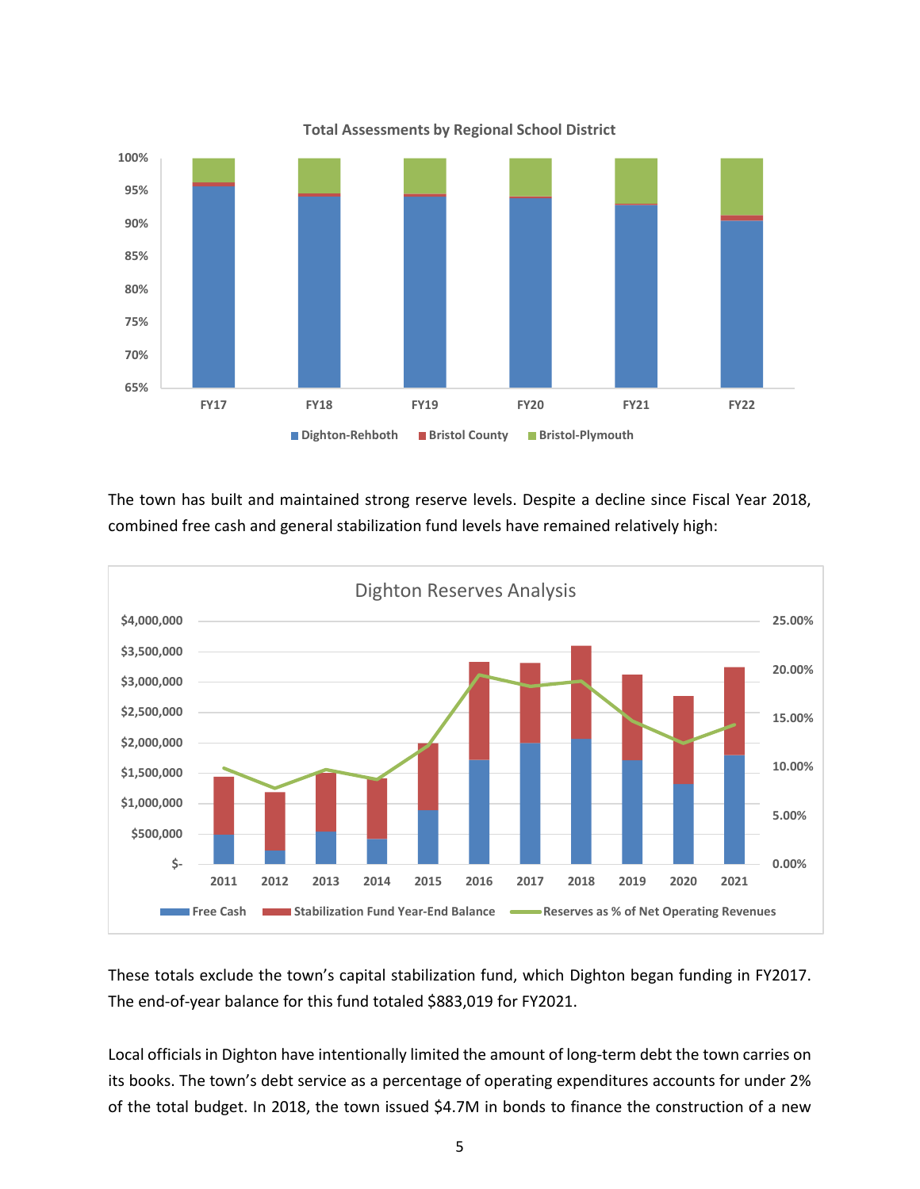**Total Assessments by Regional School District**

(Chart: stacked bar chart, FY17–FY22, 65%–100%; legend: Dighton-Rehboth, Bristol County, Bristol-Plymouth)

The town has built and maintained strong reserve levels. Despite a decline since Fiscal Year 2018, combined free cash and general stabilization fund levels have remained relatively high:

**Dighton Reserves Analysis**

(Chart: stacked bars 2011–2021, $0–$4,000,000; line on secondary axis 0.00%–25.00%; legend: Free Cash, Stabilization Fund Year-End Balance, Reserves as % of Net Operating Revenues)

These totals exclude the town's capital stabilization fund, which Dighton began funding in FY2017. The end-of-year balance for this fund totaled $883,019 for FY2021.

Local officials in Dighton have intentionally limited the amount of long-term debt the town carries on its books. The town's debt service as a percentage of operating expenditures accounts for under 2% of the total budget. In 2018, the town issued $4.7M in bonds to finance the construction of a new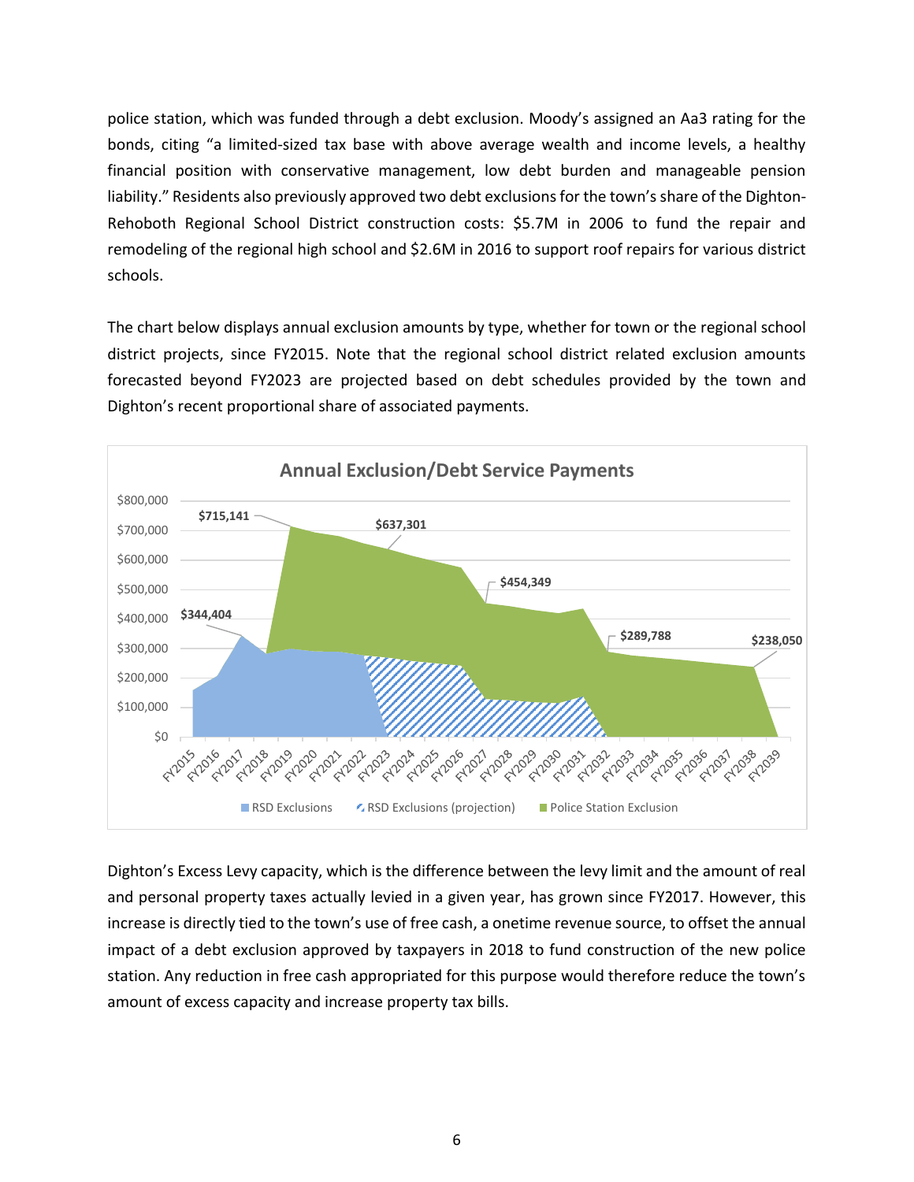police station, which was funded through a debt exclusion. Moody's assigned an Aa3 rating for the bonds, citing "a limited-sized tax base with above average wealth and income levels, a healthy financial position with conservative management, low debt burden and manageable pension liability." Residents also previously approved two debt exclusions for the town's share of the Dighton-Rehoboth Regional School District construction costs: $5.7M in 2006 to fund the repair and remodeling of the regional high school and $2.6M in 2016 to support roof repairs for various district schools.

The chart below displays annual exclusion amounts by type, whether for town or the regional school district projects, since FY2015. Note that the regional school district related exclusion amounts forecasted beyond FY2023 are projected based on debt schedules provided by the town and Dighton's recent proportional share of associated payments.

**Annual Exclusion/Debt Service Payments**

Labeled values: $344,404 (FY2017); $715,141 (FY2019); $637,301 (FY2023); $454,349 (FY2027); $289,788 (FY2032); $238,050 (FY2038)

Legend: RSD Exclusions; RSD Exclusions (projection); Police Station Exclusion

Dighton's Excess Levy capacity, which is the difference between the levy limit and the amount of real and personal property taxes actually levied in a given year, has grown since FY2017. However, this increase is directly tied to the town's use of free cash, a onetime revenue source, to offset the annual impact of a debt exclusion approved by taxpayers in 2018 to fund construction of the new police station. Any reduction in free cash appropriated for this purpose would therefore reduce the town's amount of excess capacity and increase property tax bills.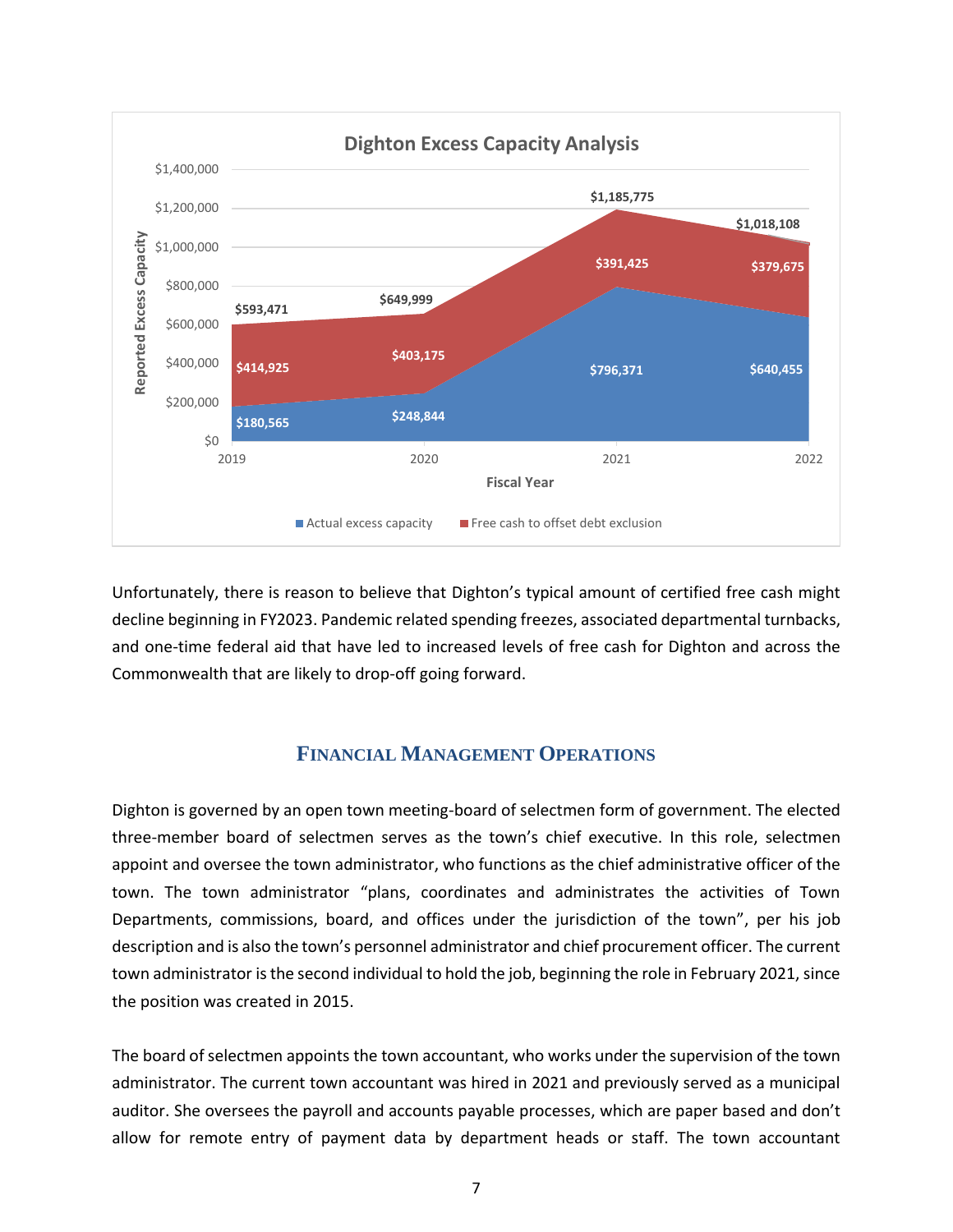**Dighton Excess Capacity Analysis**

| Fiscal Year | Actual excess capacity | Free cash to offset debt exclusion | Reported Excess Capacity |
|---|---|---|---|
| 2019 | $180,565 | $414,925 | $593,471 |
| 2020 | $248,844 | $403,175 | $649,999 |
| 2021 | $796,371 | $391,425 | $1,185,775 |
| 2022 | $640,455 | $379,675 | $1,018,108 |

Unfortunately, there is reason to believe that Dighton's typical amount of certified free cash might decline beginning in FY2023. Pandemic related spending freezes, associated departmental turnbacks, and one-time federal aid that have led to increased levels of free cash for Dighton and across the Commonwealth that are likely to drop-off going forward.

## Financial Management Operations

Dighton is governed by an open town meeting-board of selectmen form of government. The elected three-member board of selectmen serves as the town's chief executive. In this role, selectmen appoint and oversee the town administrator, who functions as the chief administrative officer of the town. The town administrator "plans, coordinates and administrates the activities of Town Departments, commissions, board, and offices under the jurisdiction of the town", per his job description and is also the town's personnel administrator and chief procurement officer. The current town administrator is the second individual to hold the job, beginning the role in February 2021, since the position was created in 2015.

The board of selectmen appoints the town accountant, who works under the supervision of the town administrator. The current town accountant was hired in 2021 and previously served as a municipal auditor. She oversees the payroll and accounts payable processes, which are paper based and don't allow for remote entry of payment data by department heads or staff. The town accountant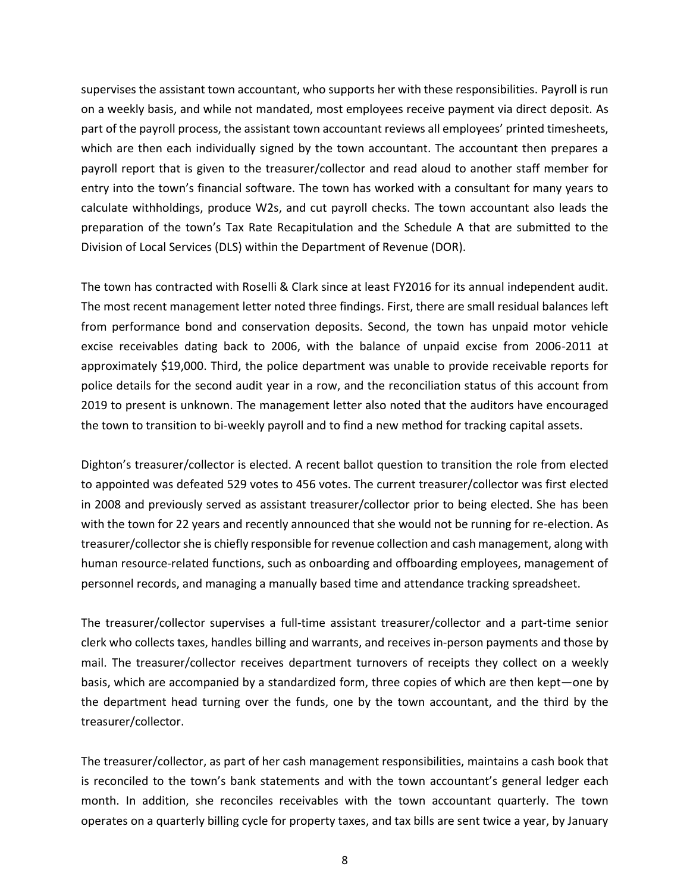supervises the assistant town accountant, who supports her with these responsibilities. Payroll is run on a weekly basis, and while not mandated, most employees receive payment via direct deposit. As part of the payroll process, the assistant town accountant reviews all employees' printed timesheets, which are then each individually signed by the town accountant. The accountant then prepares a payroll report that is given to the treasurer/collector and read aloud to another staff member for entry into the town's financial software. The town has worked with a consultant for many years to calculate withholdings, produce W2s, and cut payroll checks. The town accountant also leads the preparation of the town's Tax Rate Recapitulation and the Schedule A that are submitted to the Division of Local Services (DLS) within the Department of Revenue (DOR).

The town has contracted with Roselli & Clark since at least FY2016 for its annual independent audit. The most recent management letter noted three findings. First, there are small residual balances left from performance bond and conservation deposits. Second, the town has unpaid motor vehicle excise receivables dating back to 2006, with the balance of unpaid excise from 2006-2011 at approximately $19,000. Third, the police department was unable to provide receivable reports for police details for the second audit year in a row, and the reconciliation status of this account from 2019 to present is unknown. The management letter also noted that the auditors have encouraged the town to transition to bi-weekly payroll and to find a new method for tracking capital assets.

Dighton's treasurer/collector is elected. A recent ballot question to transition the role from elected to appointed was defeated 529 votes to 456 votes. The current treasurer/collector was first elected in 2008 and previously served as assistant treasurer/collector prior to being elected. She has been with the town for 22 years and recently announced that she would not be running for re-election. As treasurer/collector she is chiefly responsible for revenue collection and cash management, along with human resource-related functions, such as onboarding and offboarding employees, management of personnel records, and managing a manually based time and attendance tracking spreadsheet.

The treasurer/collector supervises a full-time assistant treasurer/collector and a part-time senior clerk who collects taxes, handles billing and warrants, and receives in-person payments and those by mail. The treasurer/collector receives department turnovers of receipts they collect on a weekly basis, which are accompanied by a standardized form, three copies of which are then kept—one by the department head turning over the funds, one by the town accountant, and the third by the treasurer/collector.

The treasurer/collector, as part of her cash management responsibilities, maintains a cash book that is reconciled to the town's bank statements and with the town accountant's general ledger each month. In addition, she reconciles receivables with the town accountant quarterly. The town operates on a quarterly billing cycle for property taxes, and tax bills are sent twice a year, by January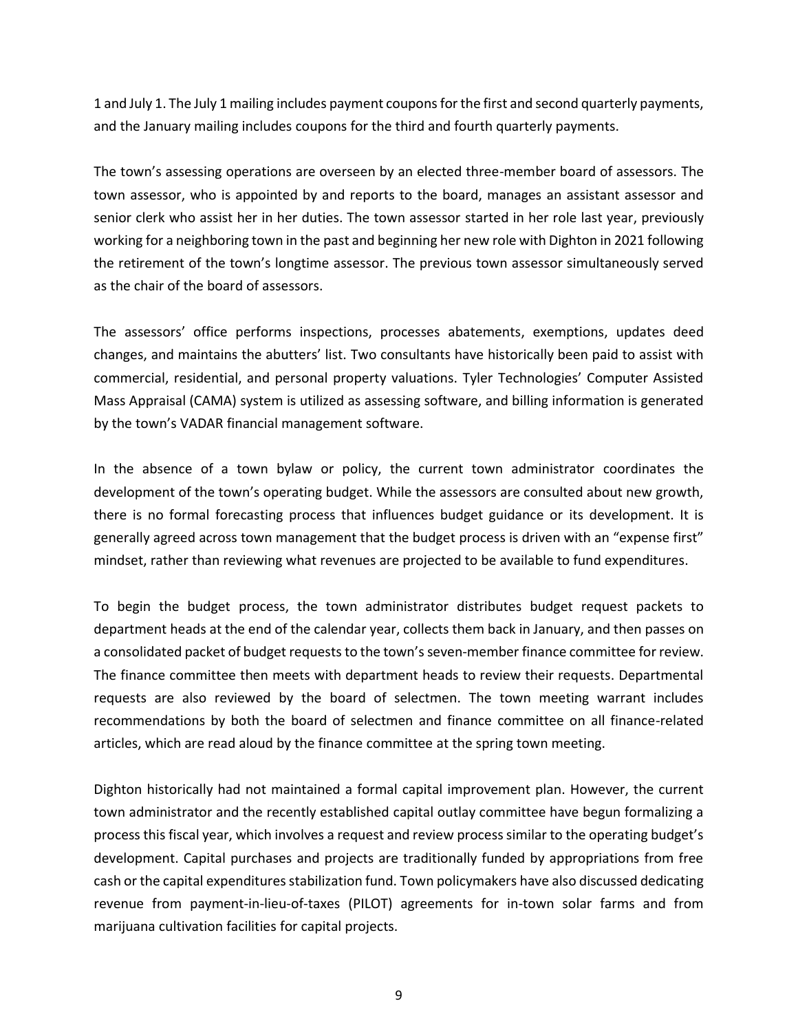1 and July 1. The July 1 mailing includes payment coupons for the first and second quarterly payments, and the January mailing includes coupons for the third and fourth quarterly payments.

The town's assessing operations are overseen by an elected three-member board of assessors. The town assessor, who is appointed by and reports to the board, manages an assistant assessor and senior clerk who assist her in her duties. The town assessor started in her role last year, previously working for a neighboring town in the past and beginning her new role with Dighton in 2021 following the retirement of the town's longtime assessor. The previous town assessor simultaneously served as the chair of the board of assessors.

The assessors' office performs inspections, processes abatements, exemptions, updates deed changes, and maintains the abutters' list. Two consultants have historically been paid to assist with commercial, residential, and personal property valuations. Tyler Technologies' Computer Assisted Mass Appraisal (CAMA) system is utilized as assessing software, and billing information is generated by the town's VADAR financial management software.

In the absence of a town bylaw or policy, the current town administrator coordinates the development of the town's operating budget. While the assessors are consulted about new growth, there is no formal forecasting process that influences budget guidance or its development. It is generally agreed across town management that the budget process is driven with an "expense first" mindset, rather than reviewing what revenues are projected to be available to fund expenditures.

To begin the budget process, the town administrator distributes budget request packets to department heads at the end of the calendar year, collects them back in January, and then passes on a consolidated packet of budget requests to the town's seven-member finance committee for review. The finance committee then meets with department heads to review their requests. Departmental requests are also reviewed by the board of selectmen. The town meeting warrant includes recommendations by both the board of selectmen and finance committee on all finance-related articles, which are read aloud by the finance committee at the spring town meeting.

Dighton historically had not maintained a formal capital improvement plan. However, the current town administrator and the recently established capital outlay committee have begun formalizing a process this fiscal year, which involves a request and review process similar to the operating budget's development. Capital purchases and projects are traditionally funded by appropriations from free cash or the capital expenditures stabilization fund. Town policymakers have also discussed dedicating revenue from payment-in-lieu-of-taxes (PILOT) agreements for in-town solar farms and from marijuana cultivation facilities for capital projects.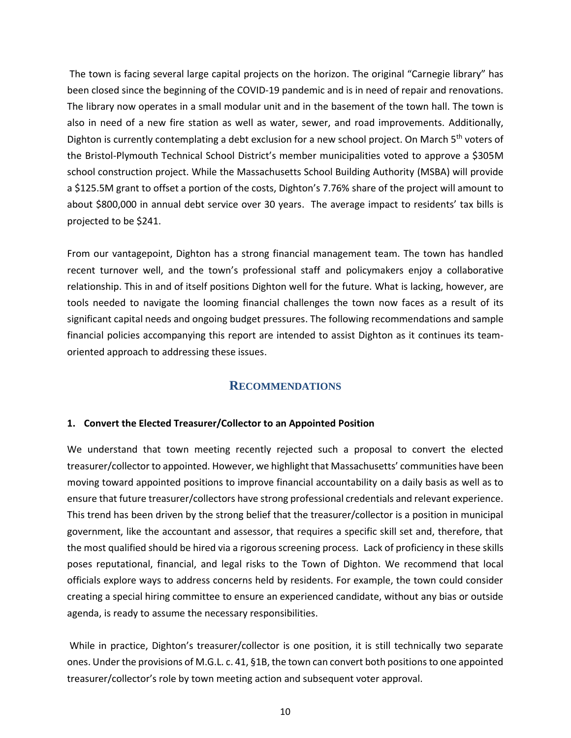The town is facing several large capital projects on the horizon. The original "Carnegie library" has been closed since the beginning of the COVID-19 pandemic and is in need of repair and renovations. The library now operates in a small modular unit and in the basement of the town hall. The town is also in need of a new fire station as well as water, sewer, and road improvements. Additionally, Dighton is currently contemplating a debt exclusion for a new school project. On March 5th voters of the Bristol-Plymouth Technical School District's member municipalities voted to approve a $305M school construction project. While the Massachusetts School Building Authority (MSBA) will provide a $125.5M grant to offset a portion of the costs, Dighton's 7.76% share of the project will amount to about $800,000 in annual debt service over 30 years. The average impact to residents' tax bills is projected to be $241.

From our vantagepoint, Dighton has a strong financial management team. The town has handled recent turnover well, and the town's professional staff and policymakers enjoy a collaborative relationship. This in and of itself positions Dighton well for the future. What is lacking, however, are tools needed to navigate the looming financial challenges the town now faces as a result of its significant capital needs and ongoing budget pressures. The following recommendations and sample financial policies accompanying this report are intended to assist Dighton as it continues its team-oriented approach to addressing these issues.

## Recommendations

### 1. Convert the Elected Treasurer/Collector to an Appointed Position

We understand that town meeting recently rejected such a proposal to convert the elected treasurer/collector to appointed. However, we highlight that Massachusetts' communities have been moving toward appointed positions to improve financial accountability on a daily basis as well as to ensure that future treasurer/collectors have strong professional credentials and relevant experience. This trend has been driven by the strong belief that the treasurer/collector is a position in municipal government, like the accountant and assessor, that requires a specific skill set and, therefore, that the most qualified should be hired via a rigorous screening process. Lack of proficiency in these skills poses reputational, financial, and legal risks to the Town of Dighton. We recommend that local officials explore ways to address concerns held by residents. For example, the town could consider creating a special hiring committee to ensure an experienced candidate, without any bias or outside agenda, is ready to assume the necessary responsibilities.

While in practice, Dighton's treasurer/collector is one position, it is still technically two separate ones. Under the provisions of M.G.L. c. 41, §1B, the town can convert both positions to one appointed treasurer/collector's role by town meeting action and subsequent voter approval.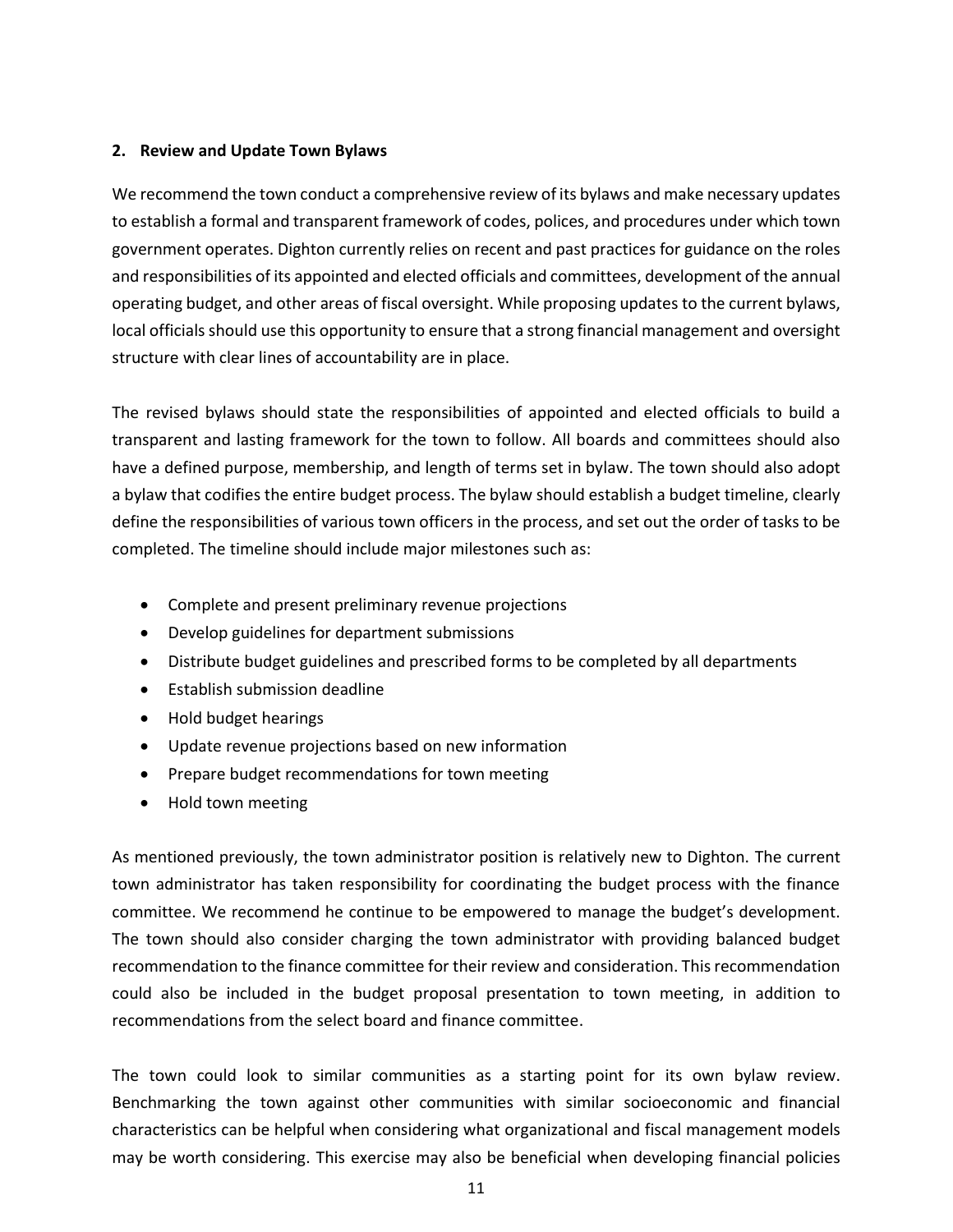**2. Review and Update Town Bylaws**

We recommend the town conduct a comprehensive review of its bylaws and make necessary updates to establish a formal and transparent framework of codes, polices, and procedures under which town government operates. Dighton currently relies on recent and past practices for guidance on the roles and responsibilities of its appointed and elected officials and committees, development of the annual operating budget, and other areas of fiscal oversight. While proposing updates to the current bylaws, local officials should use this opportunity to ensure that a strong financial management and oversight structure with clear lines of accountability are in place.

The revised bylaws should state the responsibilities of appointed and elected officials to build a transparent and lasting framework for the town to follow. All boards and committees should also have a defined purpose, membership, and length of terms set in bylaw. The town should also adopt a bylaw that codifies the entire budget process. The bylaw should establish a budget timeline, clearly define the responsibilities of various town officers in the process, and set out the order of tasks to be completed. The timeline should include major milestones such as:

- Complete and present preliminary revenue projections
- Develop guidelines for department submissions
- Distribute budget guidelines and prescribed forms to be completed by all departments
- Establish submission deadline
- Hold budget hearings
- Update revenue projections based on new information
- Prepare budget recommendations for town meeting
- Hold town meeting

As mentioned previously, the town administrator position is relatively new to Dighton. The current town administrator has taken responsibility for coordinating the budget process with the finance committee. We recommend he continue to be empowered to manage the budget's development. The town should also consider charging the town administrator with providing balanced budget recommendation to the finance committee for their review and consideration. This recommendation could also be included in the budget proposal presentation to town meeting, in addition to recommendations from the select board and finance committee.

The town could look to similar communities as a starting point for its own bylaw review. Benchmarking the town against other communities with similar socioeconomic and financial characteristics can be helpful when considering what organizational and fiscal management models may be worth considering. This exercise may also be beneficial when developing financial policies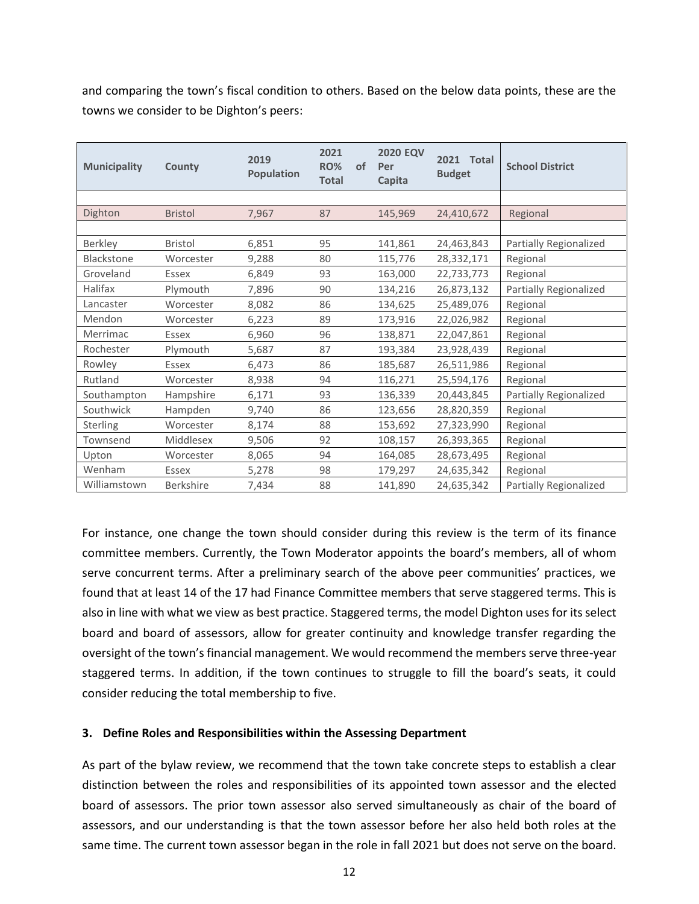and comparing the town's fiscal condition to others. Based on the below data points, these are the towns we consider to be Dighton's peers:

| Municipality | County | 2019 Population | 2021 RO% of Total | 2020 EQV Per Capita | 2021 Total Budget | School District |
|---|---|---|---|---|---|---|
| Dighton | Bristol | 7,967 | 87 | 145,969 | 24,410,672 | Regional |
| Berkley | Bristol | 6,851 | 95 | 141,861 | 24,463,843 | Partially Regionalized |
| Blackstone | Worcester | 9,288 | 80 | 115,776 | 28,332,171 | Regional |
| Groveland | Essex | 6,849 | 93 | 163,000 | 22,733,773 | Regional |
| Halifax | Plymouth | 7,896 | 90 | 134,216 | 26,873,132 | Partially Regionalized |
| Lancaster | Worcester | 8,082 | 86 | 134,625 | 25,489,076 | Regional |
| Mendon | Worcester | 6,223 | 89 | 173,916 | 22,026,982 | Regional |
| Merrimac | Essex | 6,960 | 96 | 138,871 | 22,047,861 | Regional |
| Rochester | Plymouth | 5,687 | 87 | 193,384 | 23,928,439 | Regional |
| Rowley | Essex | 6,473 | 86 | 185,687 | 26,511,986 | Regional |
| Rutland | Worcester | 8,938 | 94 | 116,271 | 25,594,176 | Regional |
| Southampton | Hampshire | 6,171 | 93 | 136,339 | 20,443,845 | Partially Regionalized |
| Southwick | Hampden | 9,740 | 86 | 123,656 | 28,820,359 | Regional |
| Sterling | Worcester | 8,174 | 88 | 153,692 | 27,323,990 | Regional |
| Townsend | Middlesex | 9,506 | 92 | 108,157 | 26,393,365 | Regional |
| Upton | Worcester | 8,065 | 94 | 164,085 | 28,673,495 | Regional |
| Wenham | Essex | 5,278 | 98 | 179,297 | 24,635,342 | Regional |
| Williamstown | Berkshire | 7,434 | 88 | 141,890 | 24,635,342 | Partially Regionalized |

For instance, one change the town should consider during this review is the term of its finance committee members. Currently, the Town Moderator appoints the board's members, all of whom serve concurrent terms. After a preliminary search of the above peer communities' practices, we found that at least 14 of the 17 had Finance Committee members that serve staggered terms. This is also in line with what we view as best practice. Staggered terms, the model Dighton uses for its select board and board of assessors, allow for greater continuity and knowledge transfer regarding the oversight of the town's financial management. We would recommend the members serve three-year staggered terms. In addition, if the town continues to struggle to fill the board's seats, it could consider reducing the total membership to five.

### 3. Define Roles and Responsibilities within the Assessing Department

As part of the bylaw review, we recommend that the town take concrete steps to establish a clear distinction between the roles and responsibilities of its appointed town assessor and the elected board of assessors. The prior town assessor also served simultaneously as chair of the board of assessors, and our understanding is that the town assessor before her also held both roles at the same time. The current town assessor began in the role in fall 2021 but does not serve on the board.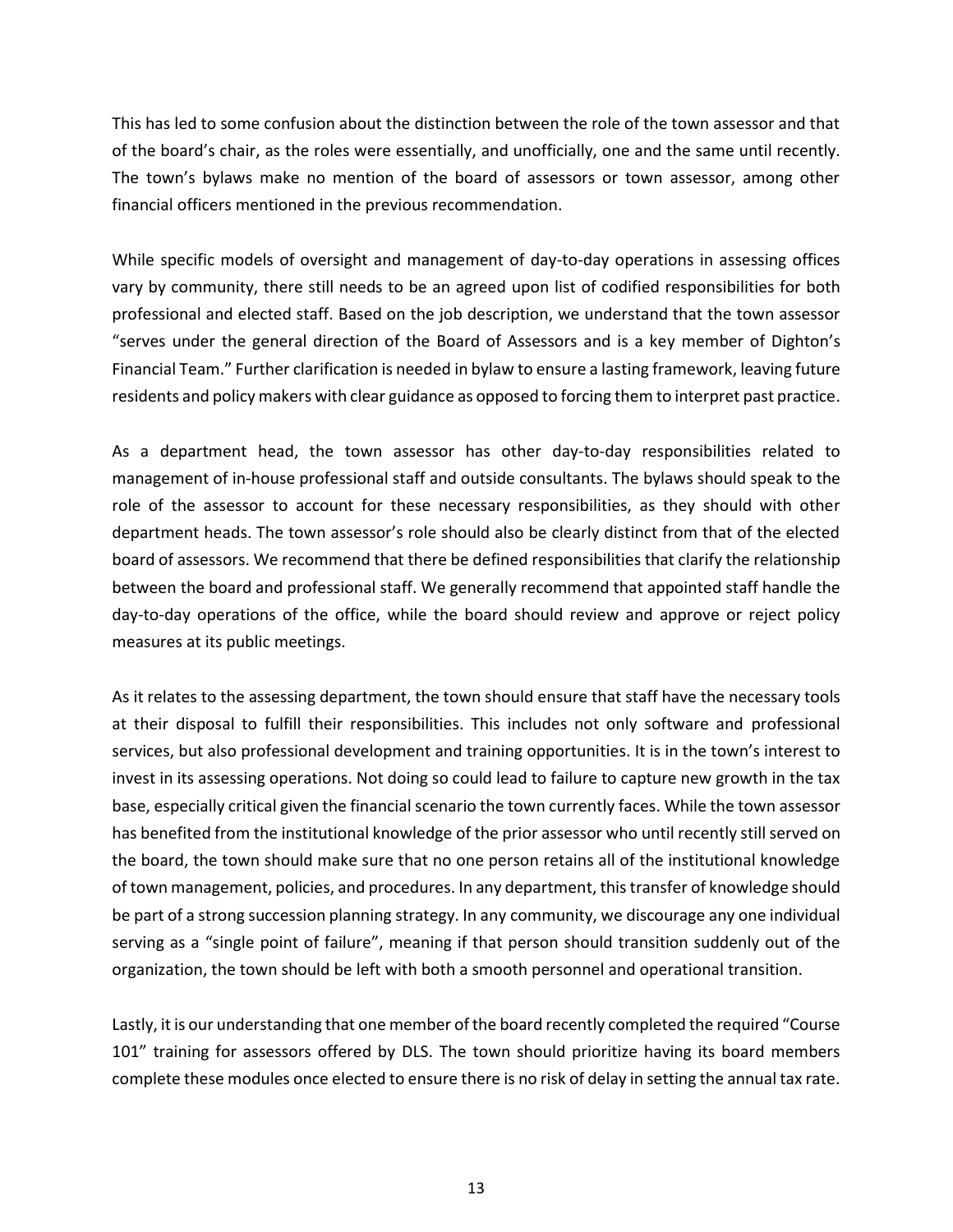This has led to some confusion about the distinction between the role of the town assessor and that of the board's chair, as the roles were essentially, and unofficially, one and the same until recently. The town's bylaws make no mention of the board of assessors or town assessor, among other financial officers mentioned in the previous recommendation.

While specific models of oversight and management of day-to-day operations in assessing offices vary by community, there still needs to be an agreed upon list of codified responsibilities for both professional and elected staff. Based on the job description, we understand that the town assessor "serves under the general direction of the Board of Assessors and is a key member of Dighton's Financial Team." Further clarification is needed in bylaw to ensure a lasting framework, leaving future residents and policy makers with clear guidance as opposed to forcing them to interpret past practice.

As a department head, the town assessor has other day-to-day responsibilities related to management of in-house professional staff and outside consultants. The bylaws should speak to the role of the assessor to account for these necessary responsibilities, as they should with other department heads. The town assessor's role should also be clearly distinct from that of the elected board of assessors. We recommend that there be defined responsibilities that clarify the relationship between the board and professional staff. We generally recommend that appointed staff handle the day-to-day operations of the office, while the board should review and approve or reject policy measures at its public meetings.

As it relates to the assessing department, the town should ensure that staff have the necessary tools at their disposal to fulfill their responsibilities. This includes not only software and professional services, but also professional development and training opportunities. It is in the town's interest to invest in its assessing operations. Not doing so could lead to failure to capture new growth in the tax base, especially critical given the financial scenario the town currently faces. While the town assessor has benefited from the institutional knowledge of the prior assessor who until recently still served on the board, the town should make sure that no one person retains all of the institutional knowledge of town management, policies, and procedures. In any department, this transfer of knowledge should be part of a strong succession planning strategy. In any community, we discourage any one individual serving as a "single point of failure", meaning if that person should transition suddenly out of the organization, the town should be left with both a smooth personnel and operational transition.

Lastly, it is our understanding that one member of the board recently completed the required "Course 101" training for assessors offered by DLS. The town should prioritize having its board members complete these modules once elected to ensure there is no risk of delay in setting the annual tax rate.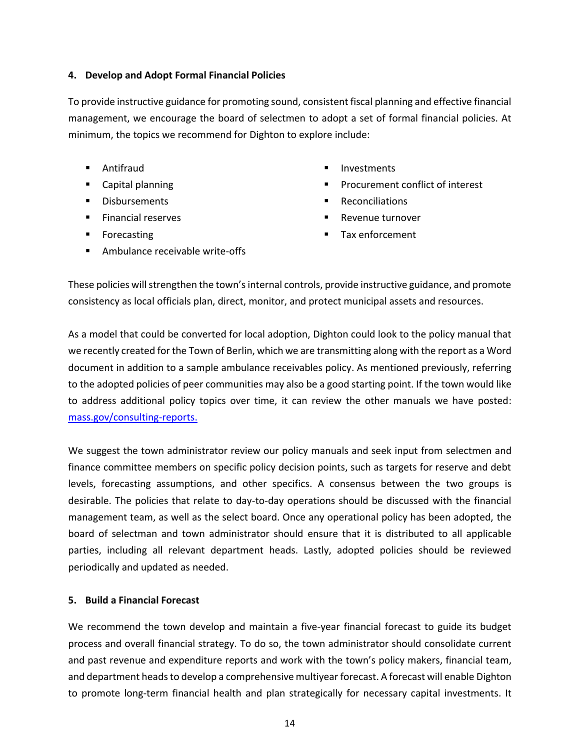**4. Develop and Adopt Formal Financial Policies**

To provide instructive guidance for promoting sound, consistent fiscal planning and effective financial management, we encourage the board of selectmen to adopt a set of formal financial policies. At minimum, the topics we recommend for Dighton to explore include:

- Antifraud
- Capital planning
- Disbursements
- Financial reserves
- Forecasting
- Ambulance receivable write-offs
- Investments
- Procurement conflict of interest
- Reconciliations
- Revenue turnover
- Tax enforcement

These policies will strengthen the town's internal controls, provide instructive guidance, and promote consistency as local officials plan, direct, monitor, and protect municipal assets and resources.

As a model that could be converted for local adoption, Dighton could look to the policy manual that we recently created for the Town of Berlin, which we are transmitting along with the report as a Word document in addition to a sample ambulance receivables policy. As mentioned previously, referring to the adopted policies of peer communities may also be a good starting point. If the town would like to address additional policy topics over time, it can review the other manuals we have posted: [mass.gov/consulting-reports.](mass.gov/consulting-reports)

We suggest the town administrator review our policy manuals and seek input from selectmen and finance committee members on specific policy decision points, such as targets for reserve and debt levels, forecasting assumptions, and other specifics. A consensus between the two groups is desirable. The policies that relate to day-to-day operations should be discussed with the financial management team, as well as the select board. Once any operational policy has been adopted, the board of selectman and town administrator should ensure that it is distributed to all applicable parties, including all relevant department heads. Lastly, adopted policies should be reviewed periodically and updated as needed.

**5. Build a Financial Forecast**

We recommend the town develop and maintain a five-year financial forecast to guide its budget process and overall financial strategy. To do so, the town administrator should consolidate current and past revenue and expenditure reports and work with the town's policy makers, financial team, and department heads to develop a comprehensive multiyear forecast. A forecast will enable Dighton to promote long-term financial health and plan strategically for necessary capital investments. It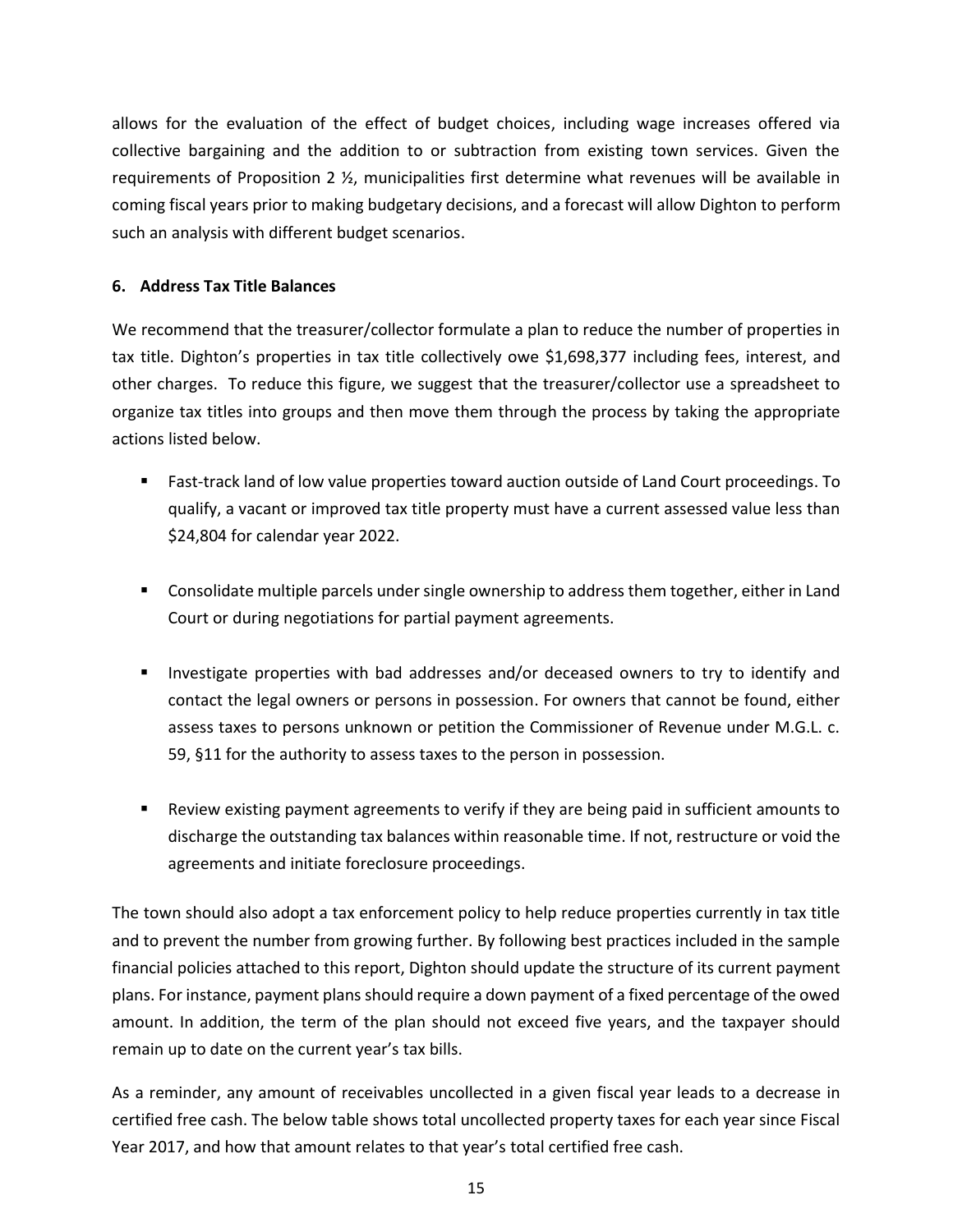allows for the evaluation of the effect of budget choices, including wage increases offered via collective bargaining and the addition to or subtraction from existing town services. Given the requirements of Proposition 2 ½, municipalities first determine what revenues will be available in coming fiscal years prior to making budgetary decisions, and a forecast will allow Dighton to perform such an analysis with different budget scenarios.

**6. Address Tax Title Balances**

We recommend that the treasurer/collector formulate a plan to reduce the number of properties in tax title. Dighton's properties in tax title collectively owe $1,698,377 including fees, interest, and other charges. To reduce this figure, we suggest that the treasurer/collector use a spreadsheet to organize tax titles into groups and then move them through the process by taking the appropriate actions listed below.

- Fast-track land of low value properties toward auction outside of Land Court proceedings. To qualify, a vacant or improved tax title property must have a current assessed value less than $24,804 for calendar year 2022.

- Consolidate multiple parcels under single ownership to address them together, either in Land Court or during negotiations for partial payment agreements.

- Investigate properties with bad addresses and/or deceased owners to try to identify and contact the legal owners or persons in possession. For owners that cannot be found, either assess taxes to persons unknown or petition the Commissioner of Revenue under M.G.L. c. 59, §11 for the authority to assess taxes to the person in possession.

- Review existing payment agreements to verify if they are being paid in sufficient amounts to discharge the outstanding tax balances within reasonable time. If not, restructure or void the agreements and initiate foreclosure proceedings.

The town should also adopt a tax enforcement policy to help reduce properties currently in tax title and to prevent the number from growing further. By following best practices included in the sample financial policies attached to this report, Dighton should update the structure of its current payment plans. For instance, payment plans should require a down payment of a fixed percentage of the owed amount. In addition, the term of the plan should not exceed five years, and the taxpayer should remain up to date on the current year's tax bills.

As a reminder, any amount of receivables uncollected in a given fiscal year leads to a decrease in certified free cash. The below table shows total uncollected property taxes for each year since Fiscal Year 2017, and how that amount relates to that year's total certified free cash.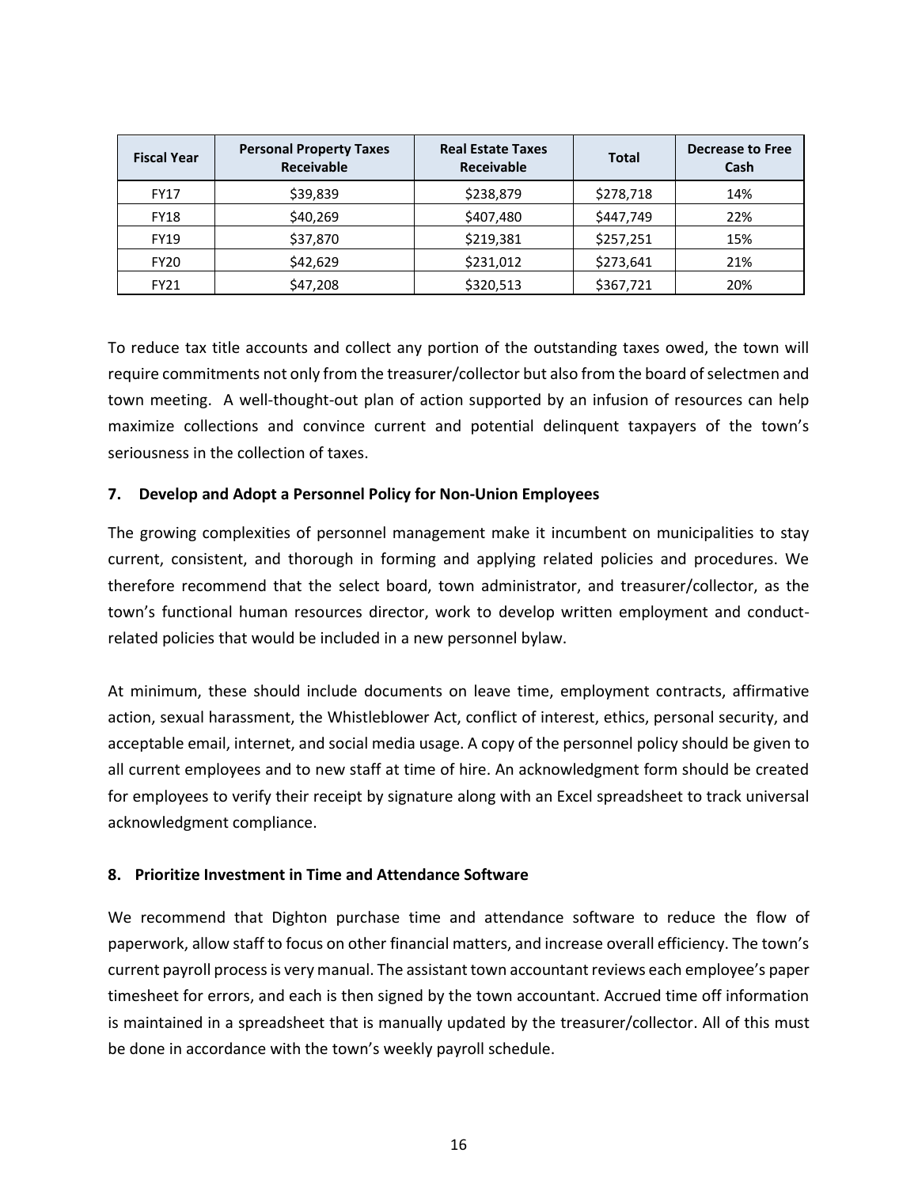| Fiscal Year | Personal Property Taxes Receivable | Real Estate Taxes Receivable | Total | Decrease to Free Cash |
|---|---|---|---|---|
| FY17 | $39,839 | $238,879 | $278,718 | 14% |
| FY18 | $40,269 | $407,480 | $447,749 | 22% |
| FY19 | $37,870 | $219,381 | $257,251 | 15% |
| FY20 | $42,629 | $231,012 | $273,641 | 21% |
| FY21 | $47,208 | $320,513 | $367,721 | 20% |

To reduce tax title accounts and collect any portion of the outstanding taxes owed, the town will require commitments not only from the treasurer/collector but also from the board of selectmen and town meeting. A well-thought-out plan of action supported by an infusion of resources can help maximize collections and convince current and potential delinquent taxpayers of the town's seriousness in the collection of taxes.

### 7. Develop and Adopt a Personnel Policy for Non-Union Employees

The growing complexities of personnel management make it incumbent on municipalities to stay current, consistent, and thorough in forming and applying related policies and procedures. We therefore recommend that the select board, town administrator, and treasurer/collector, as the town's functional human resources director, work to develop written employment and conduct-related policies that would be included in a new personnel bylaw.

At minimum, these should include documents on leave time, employment contracts, affirmative action, sexual harassment, the Whistleblower Act, conflict of interest, ethics, personal security, and acceptable email, internet, and social media usage. A copy of the personnel policy should be given to all current employees and to new staff at time of hire. An acknowledgment form should be created for employees to verify their receipt by signature along with an Excel spreadsheet to track universal acknowledgment compliance.

### 8. Prioritize Investment in Time and Attendance Software

We recommend that Dighton purchase time and attendance software to reduce the flow of paperwork, allow staff to focus on other financial matters, and increase overall efficiency. The town's current payroll process is very manual. The assistant town accountant reviews each employee's paper timesheet for errors, and each is then signed by the town accountant. Accrued time off information is maintained in a spreadsheet that is manually updated by the treasurer/collector. All of this must be done in accordance with the town's weekly payroll schedule.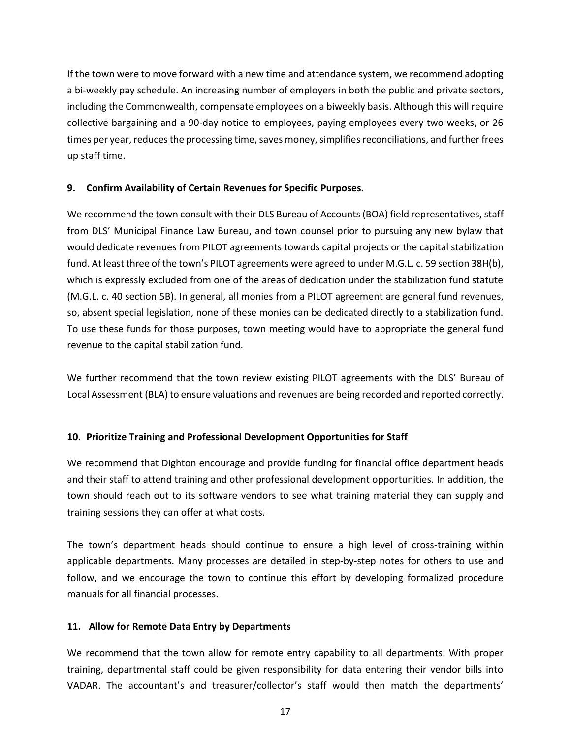If the town were to move forward with a new time and attendance system, we recommend adopting a bi-weekly pay schedule. An increasing number of employers in both the public and private sectors, including the Commonwealth, compensate employees on a biweekly basis. Although this will require collective bargaining and a 90-day notice to employees, paying employees every two weeks, or 26 times per year, reduces the processing time, saves money, simplifies reconciliations, and further frees up staff time.

### 9. Confirm Availability of Certain Revenues for Specific Purposes.

We recommend the town consult with their DLS Bureau of Accounts (BOA) field representatives, staff from DLS' Municipal Finance Law Bureau, and town counsel prior to pursuing any new bylaw that would dedicate revenues from PILOT agreements towards capital projects or the capital stabilization fund. At least three of the town's PILOT agreements were agreed to under M.G.L. c. 59 section 38H(b), which is expressly excluded from one of the areas of dedication under the stabilization fund statute (M.G.L. c. 40 section 5B). In general, all monies from a PILOT agreement are general fund revenues, so, absent special legislation, none of these monies can be dedicated directly to a stabilization fund. To use these funds for those purposes, town meeting would have to appropriate the general fund revenue to the capital stabilization fund.

We further recommend that the town review existing PILOT agreements with the DLS' Bureau of Local Assessment (BLA) to ensure valuations and revenues are being recorded and reported correctly.

### 10. Prioritize Training and Professional Development Opportunities for Staff

We recommend that Dighton encourage and provide funding for financial office department heads and their staff to attend training and other professional development opportunities. In addition, the town should reach out to its software vendors to see what training material they can supply and training sessions they can offer at what costs.

The town's department heads should continue to ensure a high level of cross-training within applicable departments. Many processes are detailed in step-by-step notes for others to use and follow, and we encourage the town to continue this effort by developing formalized procedure manuals for all financial processes.

### 11. Allow for Remote Data Entry by Departments

We recommend that the town allow for remote entry capability to all departments. With proper training, departmental staff could be given responsibility for data entering their vendor bills into VADAR. The accountant's and treasurer/collector's staff would then match the departments'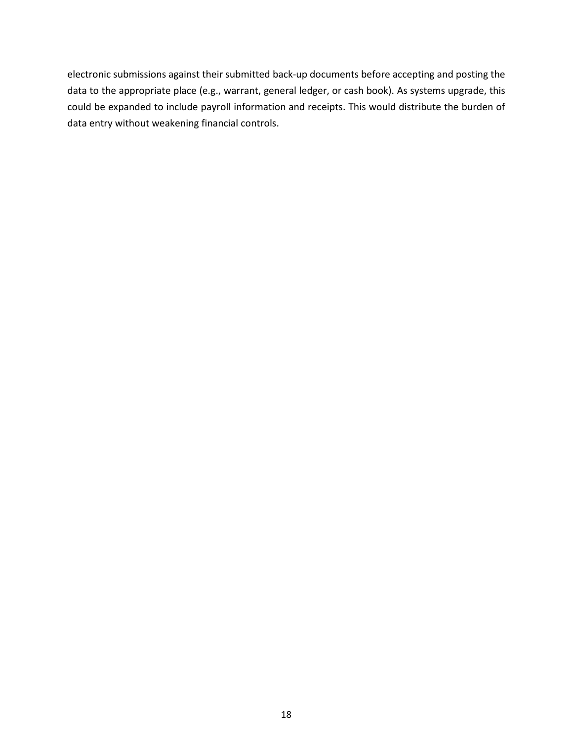electronic submissions against their submitted back-up documents before accepting and posting the data to the appropriate place (e.g., warrant, general ledger, or cash book). As systems upgrade, this could be expanded to include payroll information and receipts. This would distribute the burden of data entry without weakening financial controls.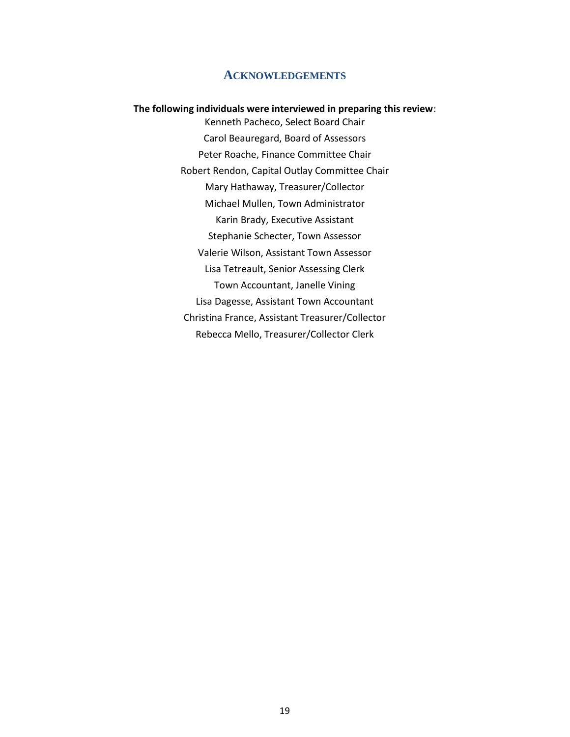# ACKNOWLEDGEMENTS

**The following individuals were interviewed in preparing this review**:

Kenneth Pacheco, Select Board Chair
Carol Beauregard, Board of Assessors
Peter Roache, Finance Committee Chair
Robert Rendon, Capital Outlay Committee Chair
Mary Hathaway, Treasurer/Collector
Michael Mullen, Town Administrator
Karin Brady, Executive Assistant
Stephanie Schecter, Town Assessor
Valerie Wilson, Assistant Town Assessor
Lisa Tetreault, Senior Assessing Clerk
Town Accountant, Janelle Vining
Lisa Dagesse, Assistant Town Accountant
Christina France, Assistant Treasurer/Collector
Rebecca Mello, Treasurer/Collector Clerk